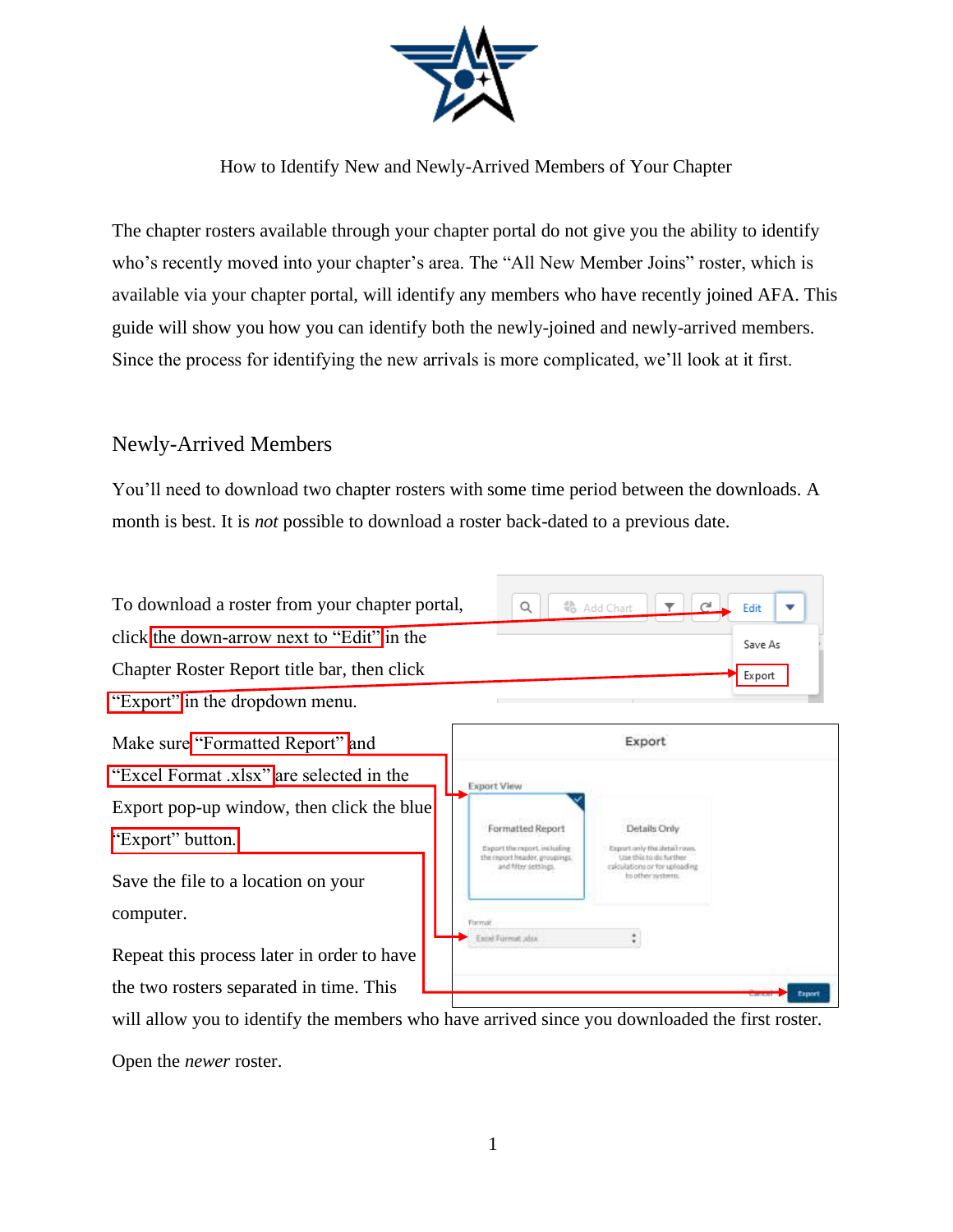How to Identify New and Newly-Arrived Members of Your Chapter

The chapter rosters available through your chapter portal do not give you the ability to identify who's recently moved into your chapter's area. The "All New Member Joins" roster, which is available via your chapter portal, will identify any members who have recently joined AFA. This guide will show you how you can identify both the newly-joined and newly-arrived members. Since the process for identifying the new arrivals is more complicated, we'll look at it first.

## Newly-Arrived Members

You'll need to download two chapter rosters with some time period between the downloads. A month is best. It is *not* possible to download a roster back-dated to a previous date.

To download a roster from your chapter portal, click the down-arrow next to "Edit" in the Chapter Roster Report title bar, then click "Export" in the dropdown menu.

Make sure "Formatted Report" and "Excel Format .xlsx" are selected in the Export pop-up window, then click the blue "Export" button.

Save the file to a location on your computer.

Repeat this process later in order to have the two rosters separated in time. This will allow you to identify the members who have arrived since you downloaded the first roster.

Open the *newer* roster.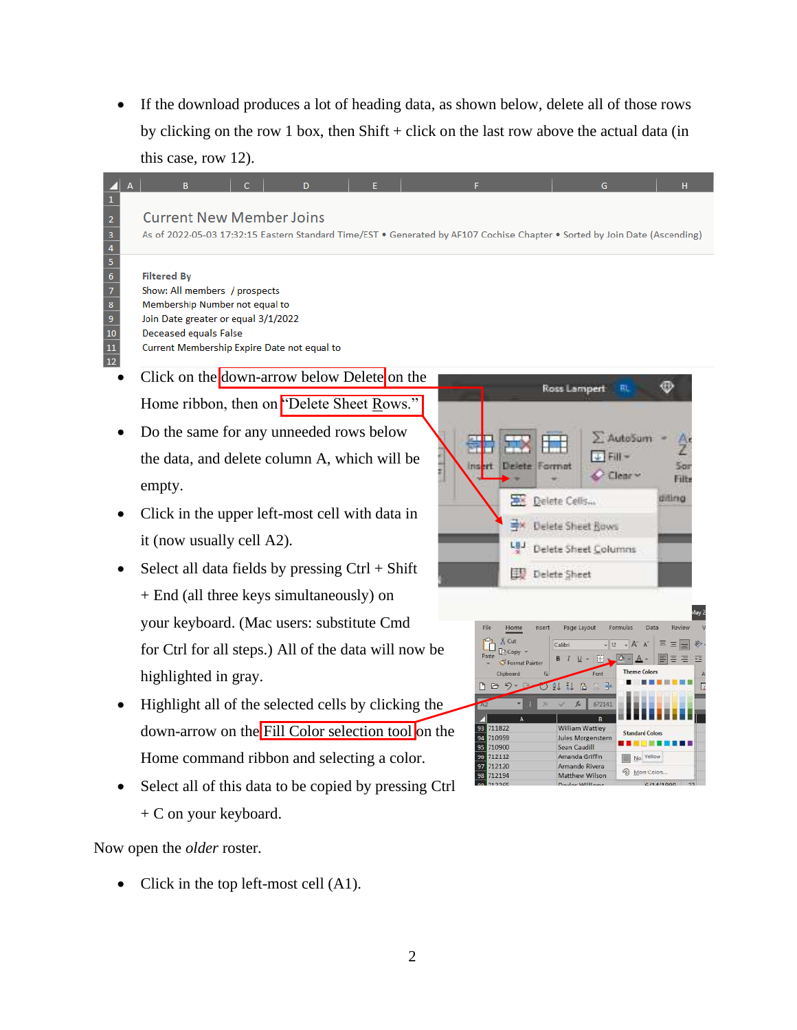- If the download produces a lot of heading data, as shown below, delete all of those rows by clicking on the row 1 box, then Shift + click on the last row above the actual data (in this case, row 12).

- Click on the down-arrow below Delete on the Home ribbon, then on "Delete Sheet Rows."
- Do the same for any unneeded rows below the data, and delete column A, which will be empty.
- Click in the upper left-most cell with data in it (now usually cell A2).
- Select all data fields by pressing Ctrl + Shift + End (all three keys simultaneously) on your keyboard. (Mac users: substitute Cmd for Ctrl for all steps.) All of the data will now be highlighted in gray.
- Highlight all of the selected cells by clicking the down-arrow on the Fill Color selection tool on the Home command ribbon and selecting a color.
- Select all of this data to be copied by pressing Ctrl + C on your keyboard.

Now open the *older* roster.

- Click in the top left-most cell (A1).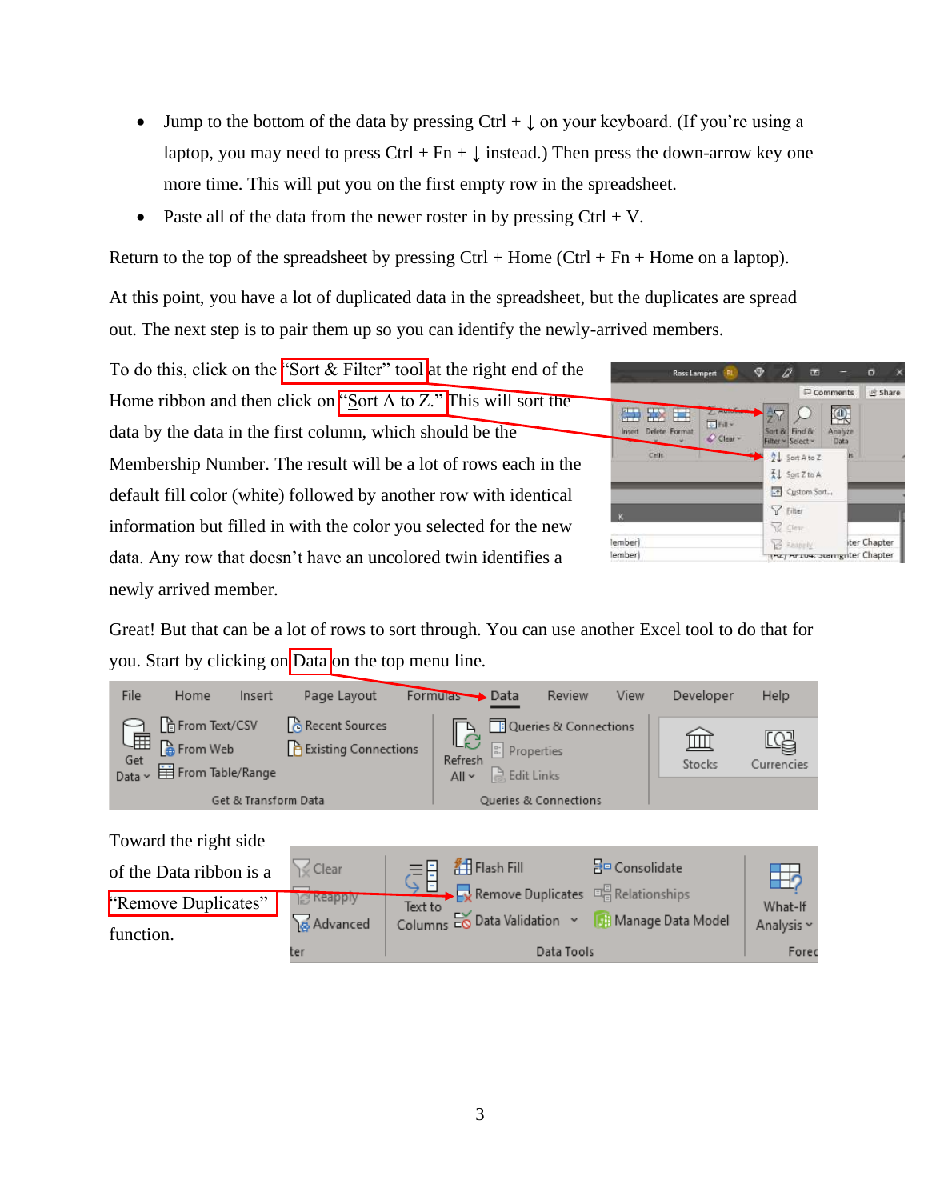- Jump to the bottom of the data by pressing Ctrl + ↓ on your keyboard. (If you're using a laptop, you may need to press Ctrl + Fn + ↓ instead.) Then press the down-arrow key one more time. This will put you on the first empty row in the spreadsheet.
- Paste all of the data from the newer roster in by pressing Ctrl + V.

Return to the top of the spreadsheet by pressing Ctrl + Home (Ctrl + Fn + Home on a laptop).

At this point, you have a lot of duplicated data in the spreadsheet, but the duplicates are spread out. The next step is to pair them up so you can identify the newly-arrived members.

To do this, click on the "Sort & Filter" tool at the right end of the Home ribbon and then click on "Sort A to Z." This will sort the data by the data in the first column, which should be the Membership Number. The result will be a lot of rows each in the default fill color (white) followed by another row with identical information but filled in with the color you selected for the new data. Any row that doesn't have an uncolored twin identifies a newly arrived member.

Great! But that can be a lot of rows to sort through. You can use another Excel tool to do that for you. Start by clicking on Data on the top menu line.

Toward the right side of the Data ribbon is a "Remove Duplicates" function.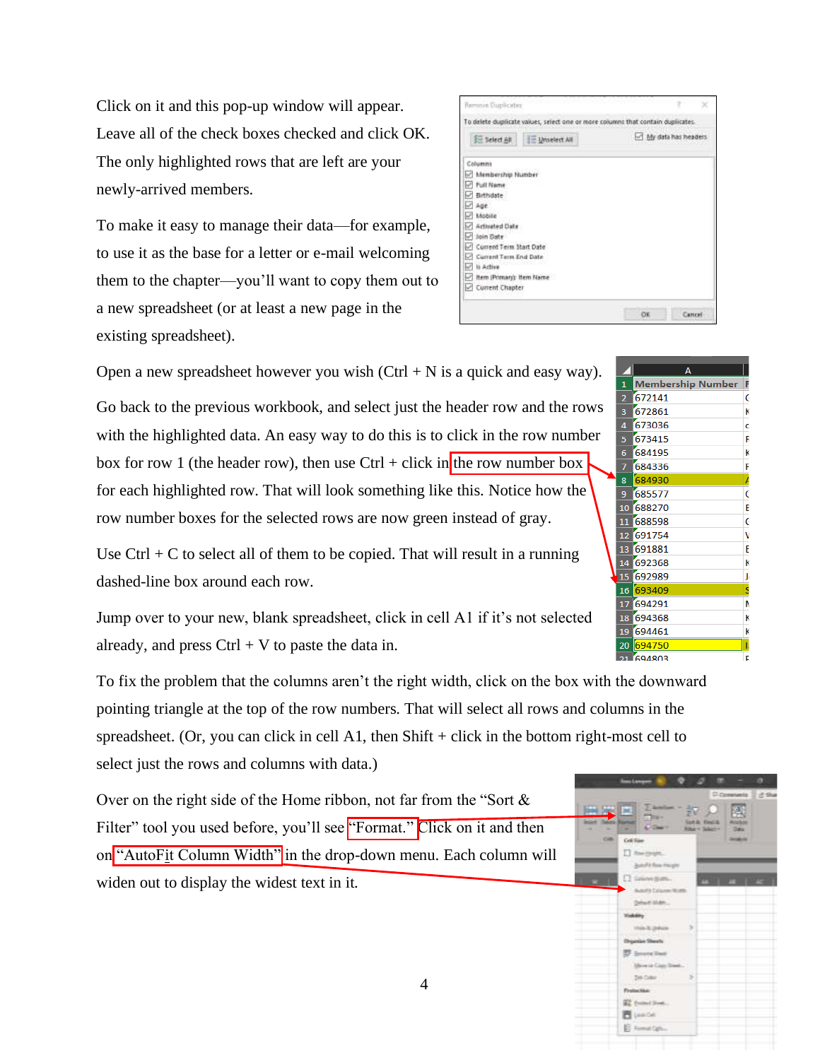Click on it and this pop-up window will appear. Leave all of the check boxes checked and click OK. The only highlighted rows that are left are your newly-arrived members.

To make it easy to manage their data—for example, to use it as the base for a letter or e-mail welcoming them to the chapter—you'll want to copy them out to a new spreadsheet (or at least a new page in the existing spreadsheet).

Open a new spreadsheet however you wish (Ctrl + N is a quick and easy way).

Go back to the previous workbook, and select just the header row and the rows with the highlighted data. An easy way to do this is to click in the row number box for row 1 (the header row), then use Ctrl + click in the row number box for each highlighted row. That will look something like this. Notice how the row number boxes for the selected rows are now green instead of gray.

Use Ctrl + C to select all of them to be copied. That will result in a running dashed-line box around each row.

Jump over to your new, blank spreadsheet, click in cell A1 if it's not selected already, and press Ctrl + V to paste the data in.

To fix the problem that the columns aren't the right width, click on the box with the downward pointing triangle at the top of the row numbers. That will select all rows and columns in the spreadsheet. (Or, you can click in cell A1, then Shift + click in the bottom right-most cell to select just the rows and columns with data.)

Over on the right side of the Home ribbon, not far from the "Sort & Filter" tool you used before, you'll see "Format." Click on it and then on "AutoFit Column Width" in the drop-down menu. Each column will widen out to display the widest text in it.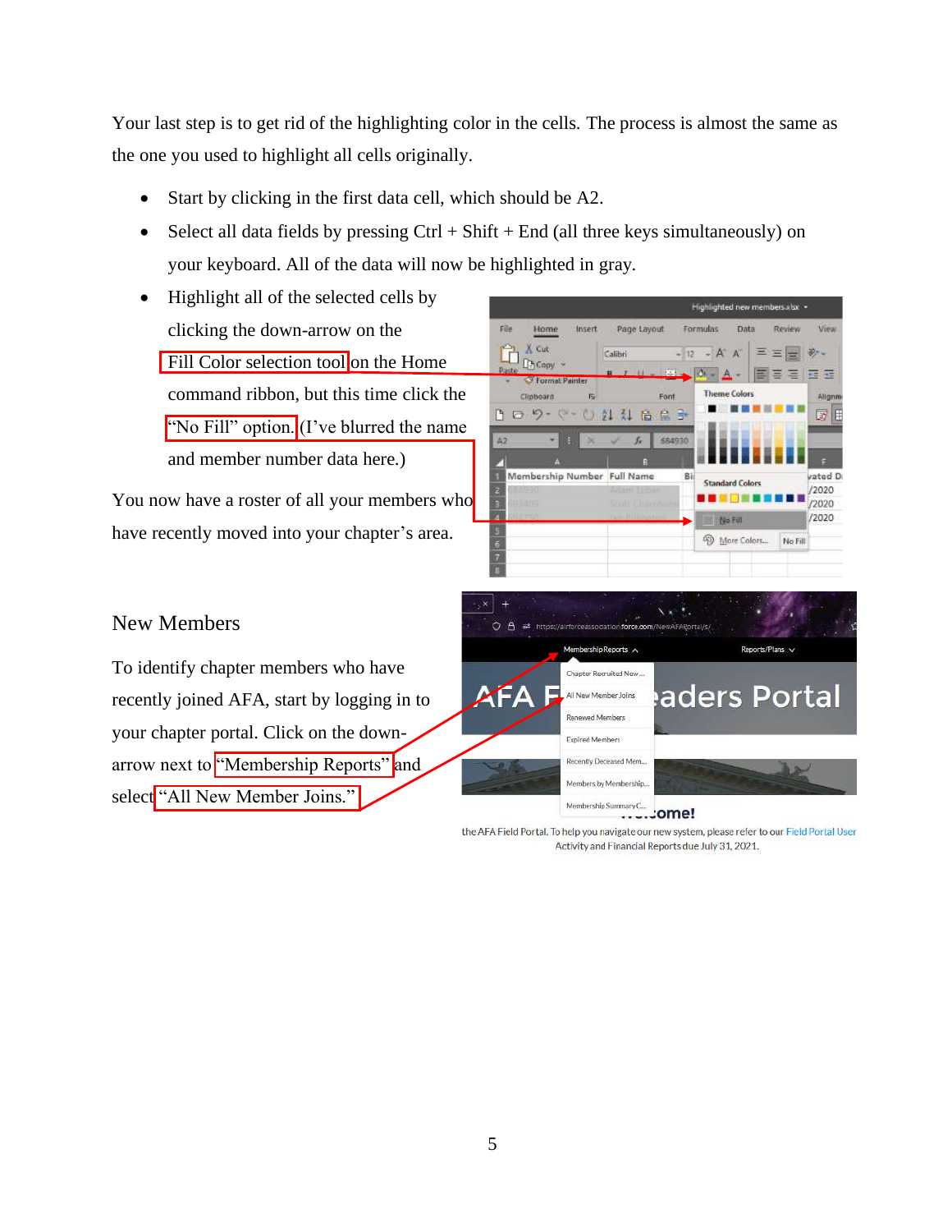Your last step is to get rid of the highlighting color in the cells. The process is almost the same as the one you used to highlight all cells originally.

- Start by clicking in the first data cell, which should be A2.
- Select all data fields by pressing Ctrl + Shift + End (all three keys simultaneously) on your keyboard. All of the data will now be highlighted in gray.
- Highlight all of the selected cells by clicking the down-arrow on the Fill Color selection tool on the Home command ribbon, but this time click the "No Fill" option. (I've blurred the name and member number data here.)

You now have a roster of all your members who have recently moved into your chapter's area.

## New Members

To identify chapter members who have recently joined AFA, start by logging in to your chapter portal. Click on the down-arrow next to "Membership Reports" and select "All New Member Joins."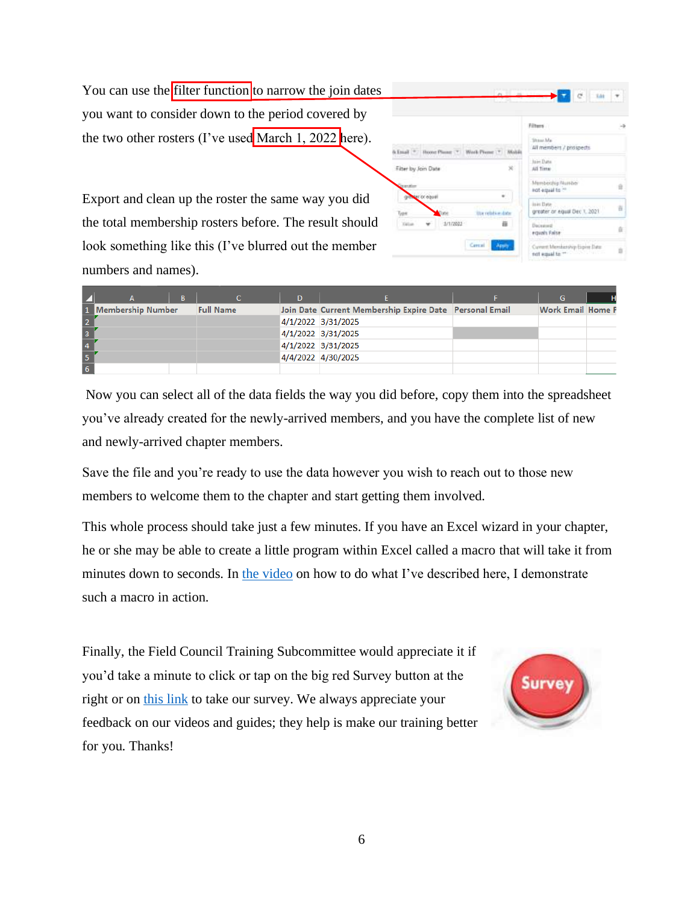You can use the filter function to narrow the join dates you want to consider down to the period covered by the two other rosters (I've used March 1, 2022 here).

Export and clean up the roster the same way you did the total membership rosters before. The result should look something like this (I've blurred out the member numbers and names).

| | A | B | C | D | E | F | G | H |
|---|---|---|---|---|---|---|---|---|
| 1 | Membership Number | | Full Name | Join Date | Current Membership Expire Date | Personal Email | Work Email | Home F |
| 2 | | | | 4/1/2022 | 3/31/2025 | | | |
| 3 | | | | 4/1/2022 | 3/31/2025 | | | |
| 4 | | | | 4/1/2022 | 3/31/2025 | | | |
| 5 | | | | 4/4/2022 | 4/30/2025 | | | |
| 6 | | | | | | | | |

Now you can select all of the data fields the way you did before, copy them into the spreadsheet you've already created for the newly-arrived members, and you have the complete list of new and newly-arrived chapter members.

Save the file and you're ready to use the data however you wish to reach out to those new members to welcome them to the chapter and start getting them involved.

This whole process should take just a few minutes. If you have an Excel wizard in your chapter, he or she may be able to create a little program within Excel called a macro that will take it from minutes down to seconds. In [the video] on how to do what I've described here, I demonstrate such a macro in action.

Finally, the Field Council Training Subcommittee would appreciate it if you'd take a minute to click or tap on the big red Survey button at the right or on [this link] to take our survey. We always appreciate your feedback on our videos and guides; they help is make our training better for you. Thanks!